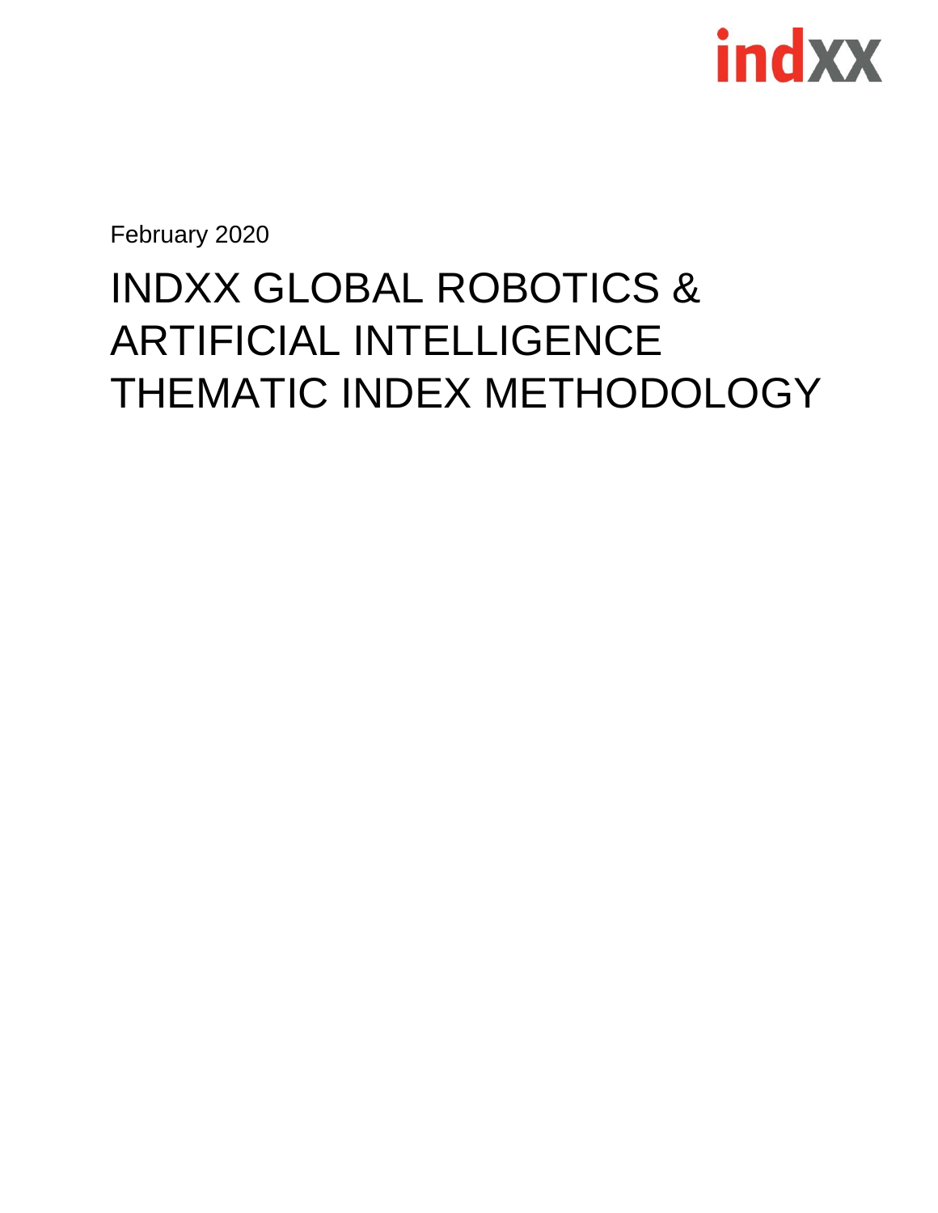indxx

February 2020

# INDXX GLOBAL ROBOTICS & ARTIFICIAL INTELLIGENCE THEMATIC INDEX METHODOLOGY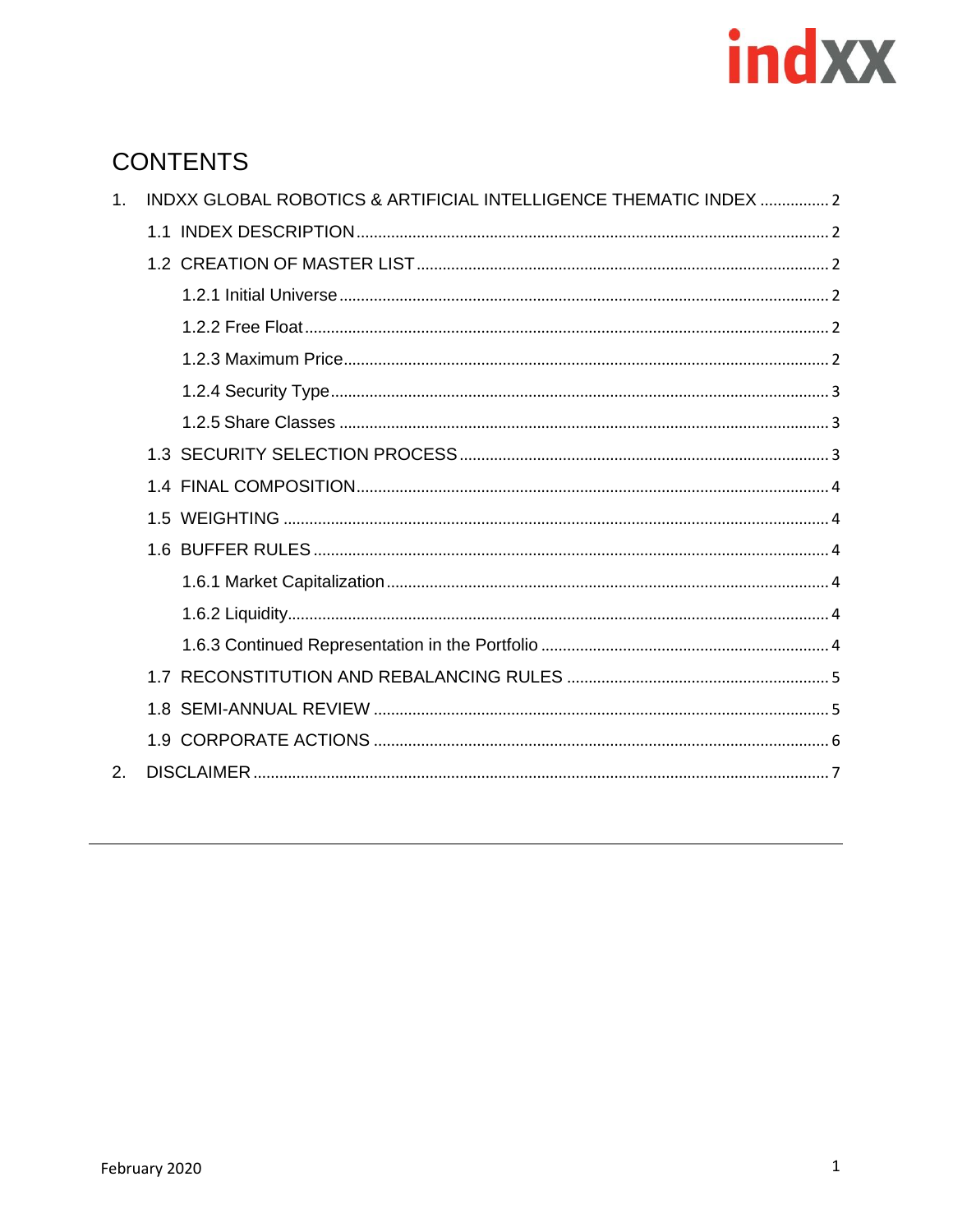# CONTENTS

1. INDXX GLOBAL ROBOTICS & ARTIFICIAL INTELLIGENCE THEMATIC INDEX ................ 2
   - 1.1 INDEX DESCRIPTION ................ 2
   - 1.2 CREATION OF MASTER LIST ................ 2
     - 1.2.1 Initial Universe ................ 2
     - 1.2.2 Free Float ................ 2
     - 1.2.3 Maximum Price ................ 2
     - 1.2.4 Security Type ................ 3
     - 1.2.5 Share Classes ................ 3
   - 1.3 SECURITY SELECTION PROCESS ................ 3
   - 1.4 FINAL COMPOSITION ................ 4
   - 1.5 WEIGHTING ................ 4
   - 1.6 BUFFER RULES ................ 4
     - 1.6.1 Market Capitalization ................ 4
     - 1.6.2 Liquidity ................ 4
     - 1.6.3 Continued Representation in the Portfolio ................ 4
   - 1.7 RECONSTITUTION AND REBALANCING RULES ................ 5
   - 1.8 SEMI-ANNUAL REVIEW ................ 5
   - 1.9 CORPORATE ACTIONS ................ 6
2. DISCLAIMER ................ 7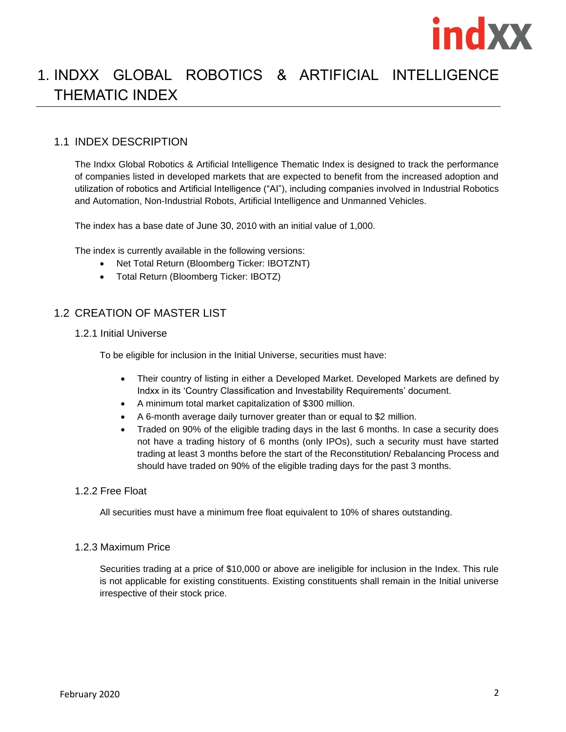# 1. INDXX GLOBAL ROBOTICS & ARTIFICIAL INTELLIGENCE THEMATIC INDEX

## 1.1 INDEX DESCRIPTION

The Indxx Global Robotics & Artificial Intelligence Thematic Index is designed to track the performance of companies listed in developed markets that are expected to benefit from the increased adoption and utilization of robotics and Artificial Intelligence ("AI"), including companies involved in Industrial Robotics and Automation, Non-Industrial Robots, Artificial Intelligence and Unmanned Vehicles.

The index has a base date of June 30, 2010 with an initial value of 1,000.

The index is currently available in the following versions:

- Net Total Return (Bloomberg Ticker: IBOTZNT)
- Total Return (Bloomberg Ticker: IBOTZ)

## 1.2 CREATION OF MASTER LIST

### 1.2.1 Initial Universe

To be eligible for inclusion in the Initial Universe, securities must have:

- Their country of listing in either a Developed Market. Developed Markets are defined by Indxx in its 'Country Classification and Investability Requirements' document.
- A minimum total market capitalization of $300 million.
- A 6-month average daily turnover greater than or equal to $2 million.
- Traded on 90% of the eligible trading days in the last 6 months. In case a security does not have a trading history of 6 months (only IPOs), such a security must have started trading at least 3 months before the start of the Reconstitution/ Rebalancing Process and should have traded on 90% of the eligible trading days for the past 3 months.

### 1.2.2 Free Float

All securities must have a minimum free float equivalent to 10% of shares outstanding.

### 1.2.3 Maximum Price

Securities trading at a price of $10,000 or above are ineligible for inclusion in the Index. This rule is not applicable for existing constituents. Existing constituents shall remain in the Initial universe irrespective of their stock price.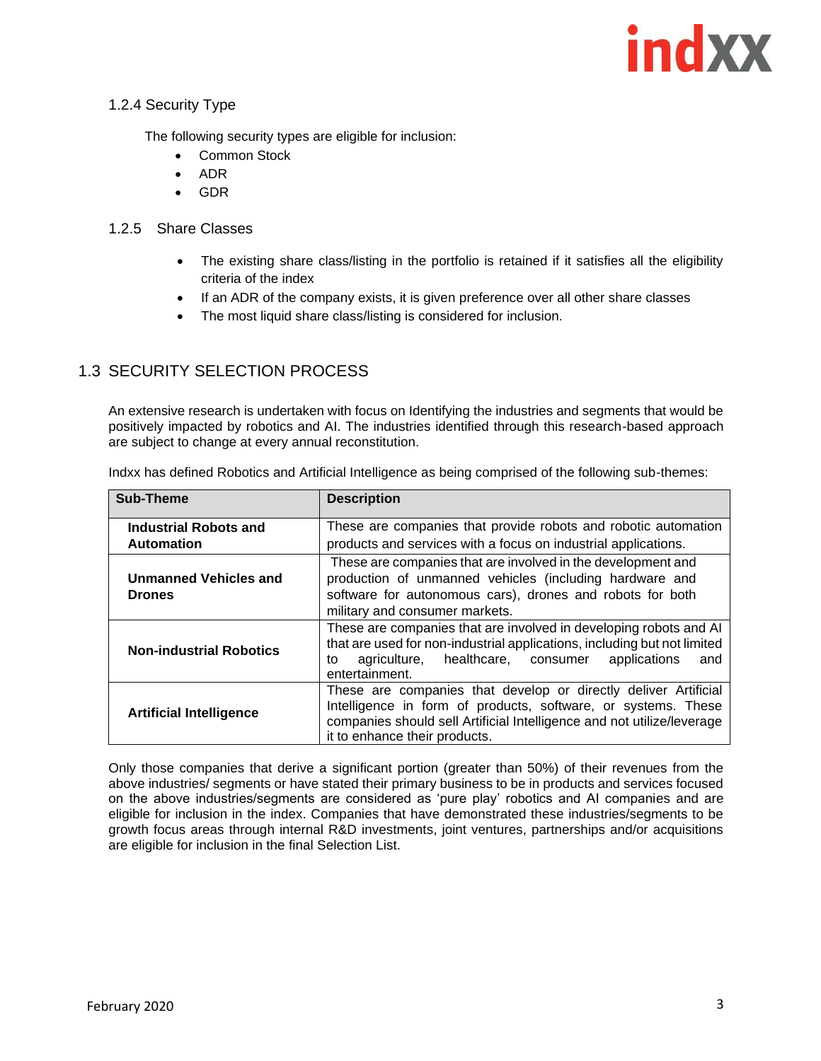#### 1.2.4 Security Type

The following security types are eligible for inclusion:

- Common Stock
- ADR
- GDR

#### 1.2.5 Share Classes

- The existing share class/listing in the portfolio is retained if it satisfies all the eligibility criteria of the index
- If an ADR of the company exists, it is given preference over all other share classes
- The most liquid share class/listing is considered for inclusion.

### 1.3 SECURITY SELECTION PROCESS

An extensive research is undertaken with focus on Identifying the industries and segments that would be positively impacted by robotics and AI. The industries identified through this research-based approach are subject to change at every annual reconstitution.

Indxx has defined Robotics and Artificial Intelligence as being comprised of the following sub-themes:

| Sub-Theme | Description |
|---|---|
| **Industrial Robots and Automation** | These are companies that provide robots and robotic automation products and services with a focus on industrial applications. |
| **Unmanned Vehicles and Drones** | These are companies that are involved in the development and production of unmanned vehicles (including hardware and software for autonomous cars), drones and robots for both military and consumer markets. |
| **Non-industrial Robotics** | These are companies that are involved in developing robots and AI that are used for non-industrial applications, including but not limited to agriculture, healthcare, consumer applications and entertainment. |
| **Artificial Intelligence** | These are companies that develop or directly deliver Artificial Intelligence in form of products, software, or systems. These companies should sell Artificial Intelligence and not utilize/leverage it to enhance their products. |

Only those companies that derive a significant portion (greater than 50%) of their revenues from the above industries/ segments or have stated their primary business to be in products and services focused on the above industries/segments are considered as 'pure play' robotics and AI companies and are eligible for inclusion in the index. Companies that have demonstrated these industries/segments to be growth focus areas through internal R&D investments, joint ventures, partnerships and/or acquisitions are eligible for inclusion in the final Selection List.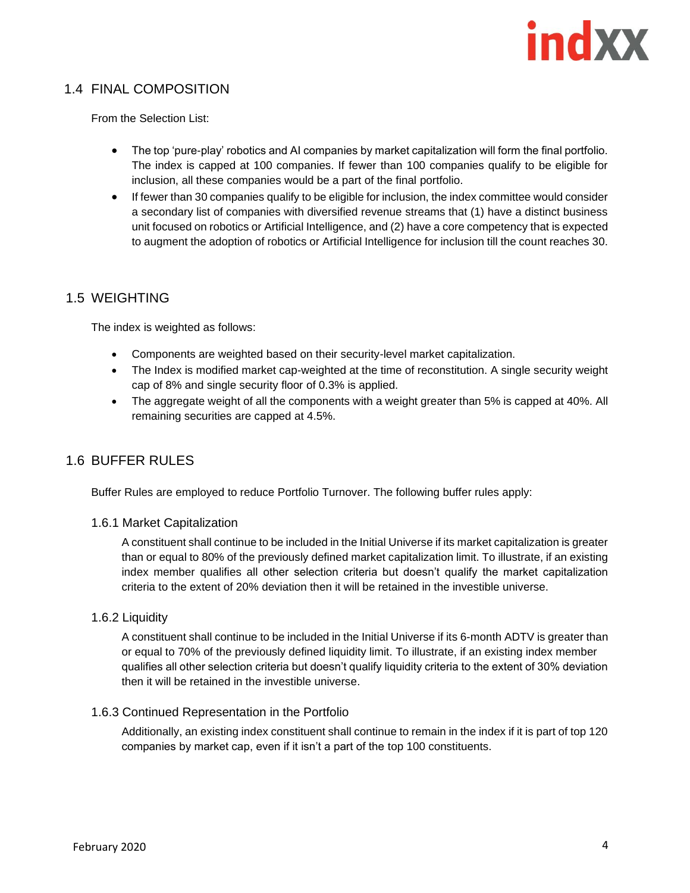## 1.4 FINAL COMPOSITION

From the Selection List:

- The top 'pure-play' robotics and AI companies by market capitalization will form the final portfolio. The index is capped at 100 companies. If fewer than 100 companies qualify to be eligible for inclusion, all these companies would be a part of the final portfolio.
- If fewer than 30 companies qualify to be eligible for inclusion, the index committee would consider a secondary list of companies with diversified revenue streams that (1) have a distinct business unit focused on robotics or Artificial Intelligence, and (2) have a core competency that is expected to augment the adoption of robotics or Artificial Intelligence for inclusion till the count reaches 30.

## 1.5 WEIGHTING

The index is weighted as follows:

- Components are weighted based on their security-level market capitalization.
- The Index is modified market cap-weighted at the time of reconstitution. A single security weight cap of 8% and single security floor of 0.3% is applied.
- The aggregate weight of all the components with a weight greater than 5% is capped at 40%. All remaining securities are capped at 4.5%.

## 1.6 BUFFER RULES

Buffer Rules are employed to reduce Portfolio Turnover. The following buffer rules apply:

### 1.6.1 Market Capitalization

A constituent shall continue to be included in the Initial Universe if its market capitalization is greater than or equal to 80% of the previously defined market capitalization limit. To illustrate, if an existing index member qualifies all other selection criteria but doesn't qualify the market capitalization criteria to the extent of 20% deviation then it will be retained in the investible universe.

### 1.6.2 Liquidity

A constituent shall continue to be included in the Initial Universe if its 6-month ADTV is greater than or equal to 70% of the previously defined liquidity limit. To illustrate, if an existing index member qualifies all other selection criteria but doesn't qualify liquidity criteria to the extent of 30% deviation then it will be retained in the investible universe.

### 1.6.3 Continued Representation in the Portfolio

Additionally, an existing index constituent shall continue to remain in the index if it is part of top 120 companies by market cap, even if it isn't a part of the top 100 constituents.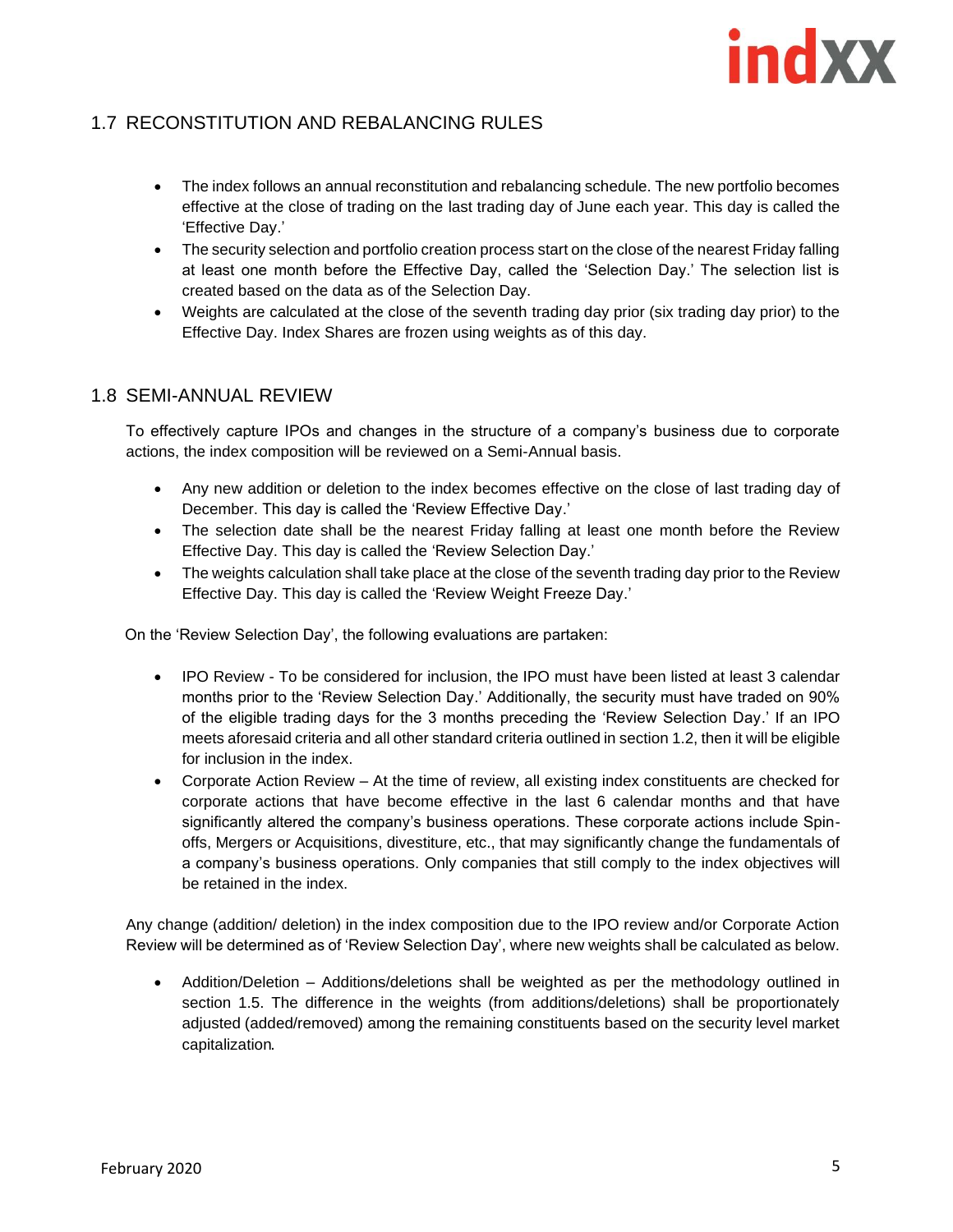## 1.7 RECONSTITUTION AND REBALANCING RULES

- The index follows an annual reconstitution and rebalancing schedule. The new portfolio becomes effective at the close of trading on the last trading day of June each year. This day is called the 'Effective Day.'
- The security selection and portfolio creation process start on the close of the nearest Friday falling at least one month before the Effective Day, called the 'Selection Day.' The selection list is created based on the data as of the Selection Day.
- Weights are calculated at the close of the seventh trading day prior (six trading day prior) to the Effective Day. Index Shares are frozen using weights as of this day.

## 1.8 SEMI-ANNUAL REVIEW

To effectively capture IPOs and changes in the structure of a company's business due to corporate actions, the index composition will be reviewed on a Semi-Annual basis.

- Any new addition or deletion to the index becomes effective on the close of last trading day of December. This day is called the 'Review Effective Day.'
- The selection date shall be the nearest Friday falling at least one month before the Review Effective Day. This day is called the 'Review Selection Day.'
- The weights calculation shall take place at the close of the seventh trading day prior to the Review Effective Day. This day is called the 'Review Weight Freeze Day.'

On the 'Review Selection Day', the following evaluations are partaken:

- IPO Review - To be considered for inclusion, the IPO must have been listed at least 3 calendar months prior to the 'Review Selection Day.' Additionally, the security must have traded on 90% of the eligible trading days for the 3 months preceding the 'Review Selection Day.' If an IPO meets aforesaid criteria and all other standard criteria outlined in section 1.2, then it will be eligible for inclusion in the index.
- Corporate Action Review – At the time of review, all existing index constituents are checked for corporate actions that have become effective in the last 6 calendar months and that have significantly altered the company's business operations. These corporate actions include Spin-offs, Mergers or Acquisitions, divestiture, etc., that may significantly change the fundamentals of a company's business operations. Only companies that still comply to the index objectives will be retained in the index.

Any change (addition/ deletion) in the index composition due to the IPO review and/or Corporate Action Review will be determined as of 'Review Selection Day', where new weights shall be calculated as below.

- Addition/Deletion – Additions/deletions shall be weighted as per the methodology outlined in section 1.5. The difference in the weights (from additions/deletions) shall be proportionately adjusted (added/removed) among the remaining constituents based on the security level market capitalization.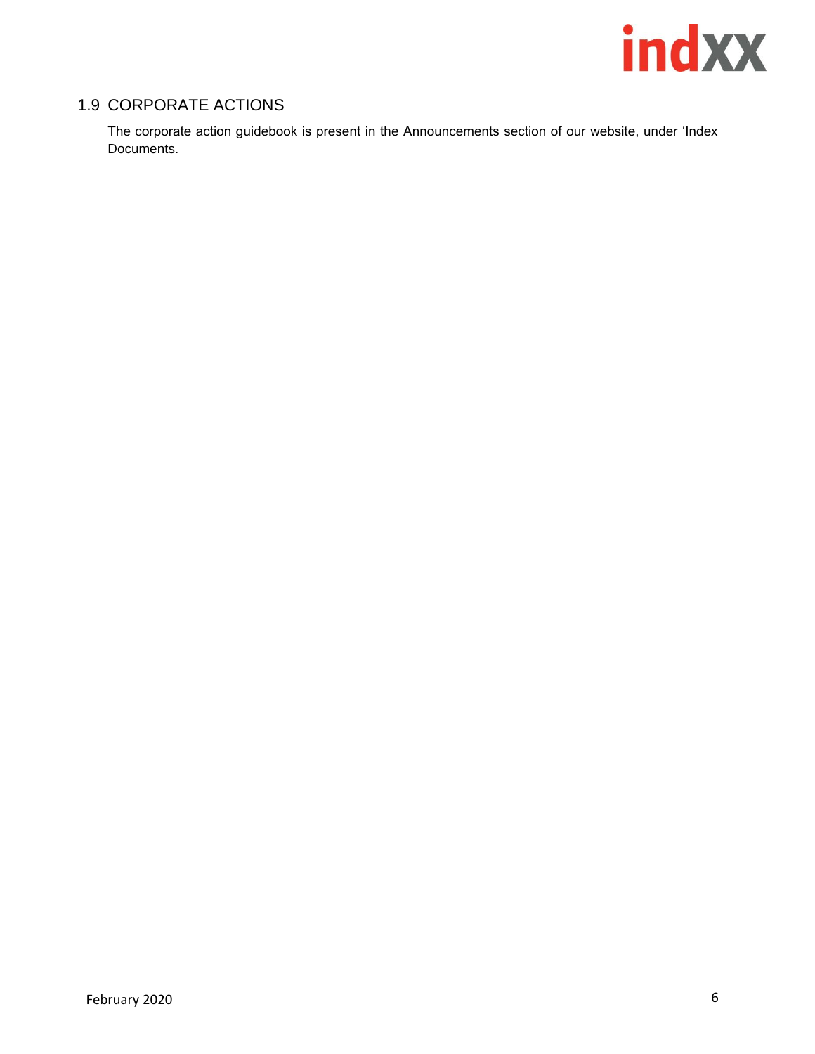## 1.9 CORPORATE ACTIONS

The corporate action guidebook is present in the Announcements section of our website, under 'Index Documents.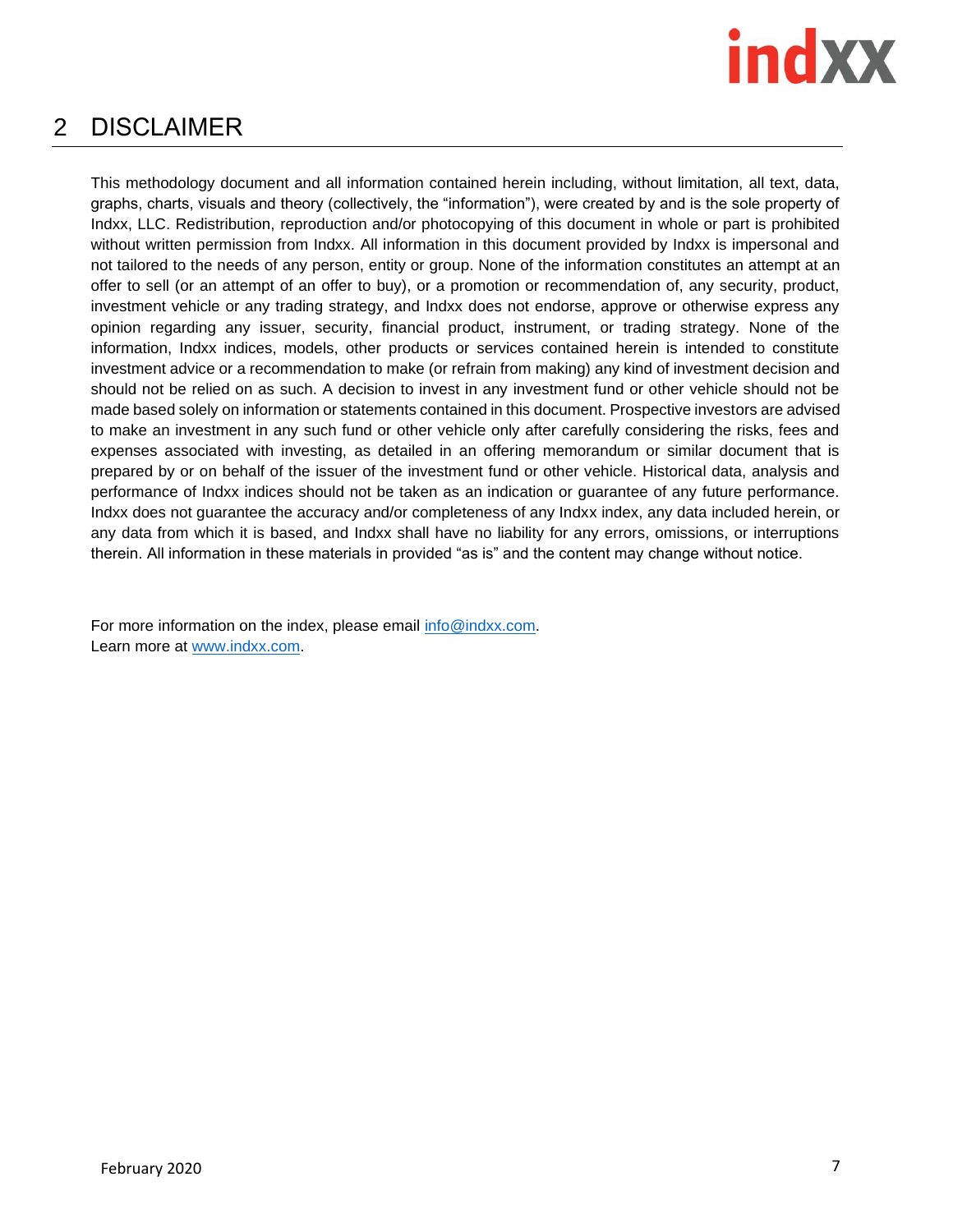# 2 DISCLAIMER

This methodology document and all information contained herein including, without limitation, all text, data, graphs, charts, visuals and theory (collectively, the "information"), were created by and is the sole property of Indxx, LLC. Redistribution, reproduction and/or photocopying of this document in whole or part is prohibited without written permission from Indxx. All information in this document provided by Indxx is impersonal and not tailored to the needs of any person, entity or group. None of the information constitutes an attempt at an offer to sell (or an attempt of an offer to buy), or a promotion or recommendation of, any security, product, investment vehicle or any trading strategy, and Indxx does not endorse, approve or otherwise express any opinion regarding any issuer, security, financial product, instrument, or trading strategy. None of the information, Indxx indices, models, other products or services contained herein is intended to constitute investment advice or a recommendation to make (or refrain from making) any kind of investment decision and should not be relied on as such. A decision to invest in any investment fund or other vehicle should not be made based solely on information or statements contained in this document. Prospective investors are advised to make an investment in any such fund or other vehicle only after carefully considering the risks, fees and expenses associated with investing, as detailed in an offering memorandum or similar document that is prepared by or on behalf of the issuer of the investment fund or other vehicle. Historical data, analysis and performance of Indxx indices should not be taken as an indication or guarantee of any future performance. Indxx does not guarantee the accuracy and/or completeness of any Indxx index, any data included herein, or any data from which it is based, and Indxx shall have no liability for any errors, omissions, or interruptions therein. All information in these materials in provided "as is" and the content may change without notice.

For more information on the index, please email [info@indxx.com](mailto:info@indxx.com).
Learn more at [www.indxx.com](http://www.indxx.com).